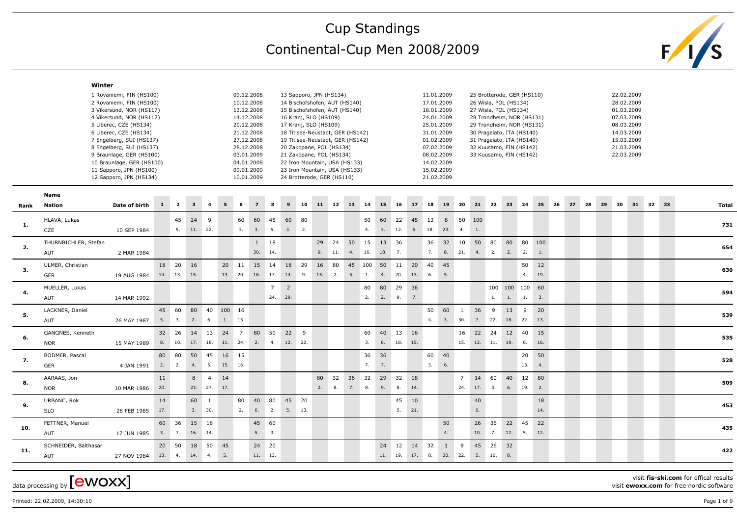# Cup Standings

## Continental-Cup Men 2008/2009

**Winter**

| No. | Venue | Date |
|---|---|---|
| 1 | Rovaniemi, FIN (HS100) | 09.12.2008 |
| 2 | Rovaniemi, FIN (HS100) | 10.12.2008 |
| 3 | Vikersund, NOR (HS117) | 13.12.2008 |
| 4 | Vikersund, NOR (HS117) | 14.12.2008 |
| 5 | Liberec, CZE (HS134) | 20.12.2008 |
| 6 | Liberec, CZE (HS134) | 21.12.2008 |
| 7 | Engelberg, SUI (HS137) | 27.12.2008 |
| 8 | Engelberg, SUI (HS137) | 28.12.2008 |
| 9 | Braunlage, GER (HS100) | 03.01.2009 |
| 10 | Braunlage, GER (HS100) | 04.01.2009 |
| 11 | Sapporo, JPN (HS100) | 09.01.2009 |
| 12 | Sapporo, JPN (HS134) | 10.01.2009 |
| 13 | Sapporo, JPN (HS134) | 11.01.2009 |
| 14 | Bischofshofen, AUT (HS140) | 17.01.2009 |
| 15 | Bischofshofen, AUT (HS140) | 18.01.2009 |
| 16 | Kranj, SLO (HS109) | 24.01.2009 |
| 17 | Kranj, SLO (HS109) | 25.01.2009 |
| 18 | Titisee-Neustadt, GER (HS142) | 31.01.2009 |
| 19 | Titisee-Neustadt, GER (HS142) | 01.02.2009 |
| 20 | Zakopane, POL (HS134) | 07.02.2009 |
| 21 | Zakopane, POL (HS134) | 08.02.2009 |
| 22 | Iron Mountain, USA (HS133) | 14.02.2009 |
| 23 | Iron Mountain, USA (HS133) | 15.02.2009 |
| 24 | Brotterode, GER (HS110) | 21.02.2009 |
| 25 | Brotterode, GER (HS110) | 22.02.2009 |
| 26 | Wisla, POL (HS134) | 28.02.2009 |
| 27 | Wisla, POL (HS134) | 01.03.2009 |
| 28 | Trondheim, NOR (HS131) | 07.03.2009 |
| 29 | Trondheim, NOR (HS131) | 08.03.2009 |
| 30 | Pragelato, ITA (HS140) | 14.03.2009 |
| 31 | Pragelato, ITA (HS140) | 15.03.2009 |
| 32 | Kuusamo, FIN (HS142) | 21.03.2009 |
| 33 | Kuusamo, FIN (HS142) | 22.03.2009 |

| Rank | Name / Nation | Date of birth | 1 | 2 | 3 | 4 | 5 | 6 | 7 | 8 | 9 | 10 | 11 | 12 | 13 | 14 | 15 | 16 | 17 | 18 | 19 | 20 | 21 | 22 | 23 | 24 | 25 | 26 | 27 | 28 | 29 | 30 | 31 | 32 | 33 | Total |
|---|---|---|---|---|---|---|---|---|---|---|---|---|---|---|---|---|---|---|---|---|---|---|---|---|---|---|---|---|---|---|---|---|---|---|---|---|
| 1. | HLAVA, Lukas | | | 45 | 24 | 9 | | 60 | 60 | 45 | 60 | 80 | | | | 50 | 60 | 22 | 45 | 13 | 8 | 50 | 100 | | | | | | | | | | | | | 731 |
| | CZE | 10 SEP 1984 | | 5. | 11. | 22. | | 3. | 3. | 5. | 3. | 2. | | | | 4. | 3. | 12. | 5. | 18. | 23. | 4. | 1. | | | | | | | | | | | | | |
| 2. | THURNBICHLER, Stefan | | | | | | | | 1 | 18 | | | 29 | 24 | 50 | 15 | 13 | 36 | | 36 | 32 | 10 | 50 | 80 | 80 | 80 | 100 | | | | | | | | | 654 |
| | AUT | 2 MAR 1984 | | | | | | | 30. | 14. | | | 9. | 11. | 4. | 16. | 18. | 7. | | 7. | 8. | 21. | 4. | 2. | 2. | 2. | 1. | | | | | | | | | |
| 3. | ULMER, Christian | | 18 | 20 | 16 | | 20 | 11 | 15 | 14 | 18 | 29 | 16 | 80 | 45 | 100 | 50 | 11 | 20 | 40 | 45 | | | | | 50 | 12 | | | | | | | | | 630 |
| | GER | 19 AUG 1984 | 14. | 13. | 15. | | 13. | 20. | 16. | 17. | 14. | 9. | 15. | 2. | 5. | 1. | 4. | 20. | 13. | 6. | 5. | | | | | 4. | 19. | | | | | | | | | |
| 4. | MUELLER, Lukas | | | | | | | | | 7 | 2 | | | | | 80 | 80 | 29 | 36 | | | | | 100 | 100 | 100 | 60 | | | | | | | | | 594 |
| | AUT | 14 MAR 1992 | | | | | | | | 24. | 29. | | | | | 2. | 2. | 9. | 7. | | | | | 1. | 1. | 1. | 3. | | | | | | | | | |
| 5. | LACKNER, Daniel | | 45 | 60 | 80 | 40 | 100 | 16 | | | | | | | | | | | | 50 | 60 | 1 | 36 | 9 | 13 | 9 | 20 | | | | | | | | | 539 |
| | AUT | 26 MAY 1987 | 5. | 3. | 2. | 6. | 1. | 15. | | | | | | | | | | | | 4. | 3. | 30. | 7. | 22. | 18. | 22. | 13. | | | | | | | | | |
| 6. | GANGNES, Kenneth | | 32 | 26 | 14 | 13 | 24 | 7 | 80 | 50 | 22 | 9 | | | | 60 | 40 | 13 | 16 | | | 16 | 22 | 24 | 12 | 40 | 15 | | | | | | | | | 535 |
| | NOR | 15 MAY 1989 | 8. | 10. | 17. | 18. | 11. | 24. | 2. | 4. | 12. | 22. | | | | 3. | 6. | 18. | 15. | | | 15. | 12. | 11. | 19. | 6. | 16. | | | | | | | | | |
| 7. | BODMER, Pascal | | 80 | 80 | 50 | 45 | 16 | 15 | | | | | | | | 36 | 36 | | | 60 | 40 | | | | | 20 | 50 | | | | | | | | | 528 |
| | GER | 4 JAN 1991 | 2. | 2. | 4. | 5. | 15. | 16. | | | | | | | | 7. | 7. | | | 3. | 6. | | | | | 13. | 4. | | | | | | | | | |
| 8. | AARAAS, Jon | | 11 | | 8 | 4 | 14 | | | | | | 80 | 32 | 36 | 32 | 29 | 32 | 18 | | | 7 | 14 | 60 | 40 | 12 | 80 | | | | | | | | | 509 |
| | NOR | 10 MAR 1986 | 20. | | 23. | 27. | 17. | | | | | | 2. | 8. | 7. | 8. | 9. | 8. | 14. | | | 24. | 17. | 3. | 6. | 19. | 2. | | | | | | | | | |
| 9. | URBANC, Rok | | 14 | | 60 | 1 | | 80 | 40 | 80 | 45 | 20 | | | | | | 45 | 10 | | | | 40 | | | | 18 | | | | | | | | | 453 |
| | SLO | 28 FEB 1985 | 17. | | 3. | 30. | | 2. | 6. | 2. | 5. | 13. | | | | | | 5. | 21. | | | | 6. | | | | 14. | | | | | | | | | |
| 10. | FETTNER, Manuel | | 60 | 36 | 15 | 18 | | | 45 | 60 | | | | | | | | | | | 50 | | 26 | 36 | 22 | 45 | 22 | | | | | | | | | 435 |
| | AUT | 17 JUN 1985 | 3. | 7. | 16. | 14. | | | 5. | 3. | | | | | | | | | | | 4. | | 10. | 7. | 12. | 5. | 12. | | | | | | | | | |
| 11. | SCHNEIDER, Balthasar | | 20 | 50 | 18 | 50 | 45 | | 24 | 20 | | | | | | | 24 | 12 | 14 | 32 | 1 | 9 | 45 | 26 | 32 | | | | | | | | | | | 422 |
| | AUT | 27 NOV 1984 | 13. | 4. | 14. | 4. | 5. | | 11. | 13. | | | | | | | 11. | 19. | 17. | 8. | 30. | 22. | 5. | 10. | 8. | | | | | | | | | | | |

data processing by [ewoxx]

visit **fis-ski.com** for offical results
visit **ewoxx.com** for free nordic software

Printed: 22.02.2009, 14:30:10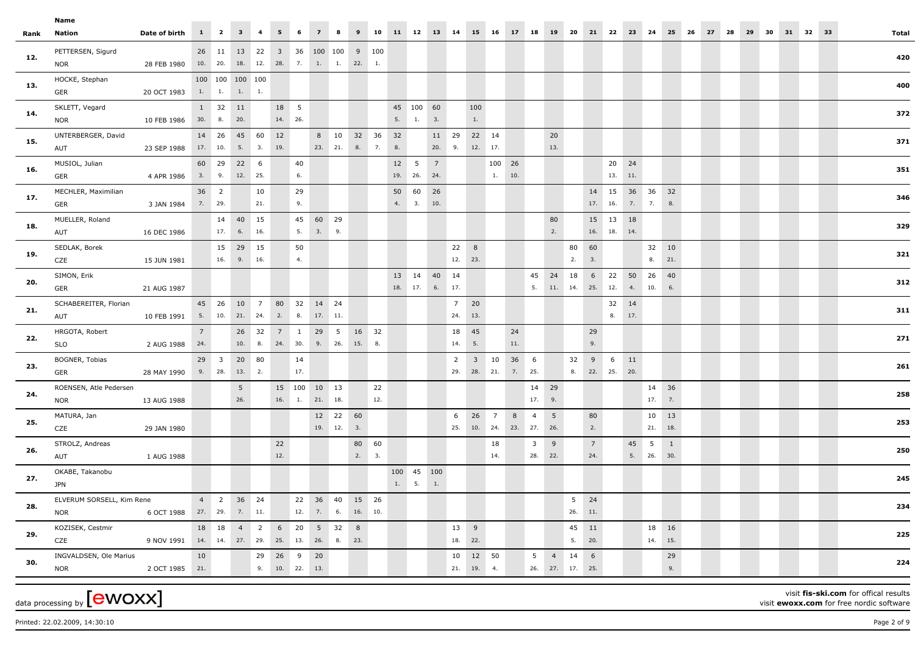| Rank | Name Nation | Date of birth | 1 | 2 | 3 | 4 | 5 | 6 | 7 | 8 | 9 | 10 | 11 | 12 | 13 | 14 | 15 | 16 | 17 | 18 | 19 | 20 | 21 | 22 | 23 | 24 | 25 | 26 | 27 | 28 | 29 | 30 | 31 | 32 | 33 | Total |
|---|---|---|---|---|---|---|---|---|---|---|---|---|---|---|---|---|---|---|---|---|---|---|---|---|---|---|---|---|---|---|---|---|---|---|---|---|
| 12. | PETTERSEN, Sigurd NOR | 28 FEB 1980 | 26 10. | 11 20. | 13 18. | 22 12. | 3 28. | 36 7. | 100 1. | 100 1. | 9 22. | 100 1. | | | | | | | | | | | | | | | | | | | | | | | | 420 |
| 13. | HOCKE, Stephan GER | 20 OCT 1983 | 100 1. | 100 1. | 100 1. | 100 1. | | | | | | | | | | | | | | | | | | | | | | | | | | | | | | 400 |
| 14. | SKLETT, Vegard NOR | 10 FEB 1986 | 1 30. | 32 8. | 11 20. | | 18 14. | 5 26. | | | | | 45 5. | 100 1. | 60 3. | | 100 1. | | | | | | | | | | | | | | | | | | | 372 |
| 15. | UNTERBERGER, David AUT | 23 SEP 1988 | 14 17. | 26 10. | 45 5. | 60 3. | 12 19. | | 8 23. | 10 21. | 32 8. | 36 7. | 32 8. | | 11 20. | 29 9. | 22 12. | 14 17. | | | 20 13. | | | | | | | | | | | | | | | 371 |
| 16. | MUSIOL, Julian GER | 4 APR 1986 | 60 3. | 29 9. | 22 12. | 6 25. | | 40 6. | | | | | 12 19. | 5 26. | 7 24. | | | 100 1. | 26 10. | | | | | 20 13. | 24 11. | | | | | | | | | | | 351 |
| 17. | MECHLER, Maximilian GER | 3 JAN 1984 | 36 7. | 2 29. | | 10 21. | | 29 9. | | | | | 50 4. | 60 3. | 26 10. | | | | | | | | 14 17. | 15 16. | 36 7. | 36 7. | 32 8. | | | | | | | | | 346 |
| 18. | MUELLER, Roland AUT | 16 DEC 1986 | | 14 17. | 40 6. | 15 16. | | 45 5. | 60 3. | 29 9. | | | | | | | | | | | 80 2. | | 15 16. | 13 18. | 18 14. | | | | | | | | | | | 329 |
| 19. | SEDLAK, Borek CZE | 15 JUN 1981 | | 15 16. | 29 9. | 15 16. | | 50 4. | | | | | | | | 22 12. | 8 23. | | | | | 80 2. | 60 3. | | | 32 8. | 10 21. | | | | | | | | | 321 |
| 20. | SIMON, Erik GER | 21 AUG 1987 | | | | | | | | | | | 13 18. | 14 17. | 40 6. | 14 17. | | | | 45 5. | 24 11. | 18 14. | 6 25. | 22 12. | 50 4. | 26 10. | 40 6. | | | | | | | | | 312 |
| 21. | SCHABEREITER, Florian AUT | 10 FEB 1991 | 45 5. | 26 10. | 10 21. | 7 24. | 80 2. | 32 8. | 14 17. | 24 11. | | | | | | 7 24. | 20 13. | | | | | | | 32 8. | 14 17. | | | | | | | | | | | 311 |
| 22. | HRGOTA, Robert SLO | 2 AUG 1988 | 7 24. | | 26 10. | 32 8. | 7 24. | 1 30. | 29 9. | 5 26. | 16 15. | 32 8. | | | | 18 14. | 45 5. | | 24 11. | | | | 29 9. | | | | | | | | | | | | | 271 |
| 23. | BOGNER, Tobias GER | 28 MAY 1990 | 29 9. | 3 28. | 20 13. | 80 2. | | 14 17. | | | | | | | | 2 29. | 3 28. | 10 21. | 36 7. | 6 25. | | 32 8. | 9 22. | 6 25. | 11 20. | | | | | | | | | | | 261 |
| 24. | ROENSEN, Atle Pedersen NOR | 13 AUG 1988 | | | 5 26. | | 15 16. | 100 1. | 10 21. | 13 18. | | 22 12. | | | | | | | | 14 17. | 29 9. | | | | | 14 17. | 36 7. | | | | | | | | | 258 |
| 25. | MATURA, Jan CZE | 29 JAN 1980 | | | | | | | 12 19. | 22 12. | 60 3. | | | | | 6 25. | 26 10. | 7 24. | 8 23. | 4 27. | 5 26. | | 80 2. | | | 10 21. | 13 18. | | | | | | | | | 253 |
| 26. | STROLZ, Andreas AUT | 1 AUG 1988 | | | | | 22 12. | | | | 80 2. | 60 3. | | | | | | 18 14. | | 3 28. | 9 22. | | 7 24. | | 45 5. | 5 26. | 1 30. | | | | | | | | | 250 |
| 27. | OKABE, Takanobu JPN | | | | | | | | | | | | 100 1. | 45 5. | 100 1. | | | | | | | | | | | | | | | | | | | | | 245 |
| 28. | ELVERUM SORSELL, Kim Rene NOR | 6 OCT 1988 | 4 27. | 2 29. | 36 7. | 24 11. | | 22 12. | 36 7. | 40 6. | 15 16. | 26 10. | | | | | | | | | | 5 26. | 24 11. | | | | | | | | | | | | | 234 |
| 29. | KOZISEK, Cestmir CZE | 9 NOV 1991 | 18 14. | 18 14. | 4 27. | 2 29. | 6 25. | 20 13. | 5 26. | 32 8. | 8 23. | | | | | 13 18. | 9 22. | | | | | 45 5. | 11 20. | | | 18 14. | 16 15. | | | | | | | | | 225 |
| 30. | INGVALDSEN, Ole Marius NOR | 2 OCT 1985 | 10 21. | | | 29 9. | 26 10. | 9 22. | 20 13. | | | | | | | 10 21. | 12 19. | 50 4. | | 5 26. | 4 27. | 14 17. | 6 25. | | | | 29 9. | | | | | | | | | 224 |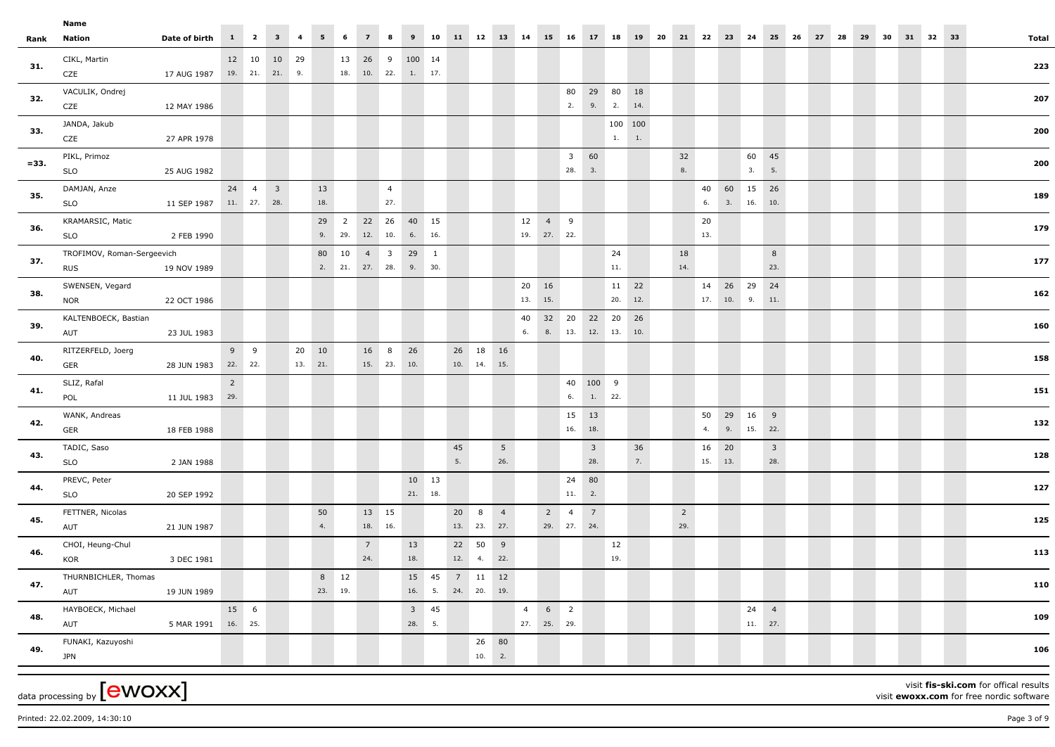| Rank | Name | Nation | Date of birth | 1 | 2 | 3 | 4 | 5 | 6 | 7 | 8 | 9 | 10 | 11 | 12 | 13 | 14 | 15 | 16 | 17 | 18 | 19 | 20 | 21 | 22 | 23 | 24 | 25 | 26 | 27 | 28 | 29 | 30 | 31 | 32 | 33 | Total |
|---|---|---|---|---|---|---|---|---|---|---|---|---|---|---|---|---|---|---|---|---|---|---|---|---|---|---|---|---|---|---|---|---|---|---|---|---|---|
| 31. | CIKL, Martin | CZE | 17 AUG 1987 | 12 19. | 10 21. | 10 21. | 29 9. | | 13 18. | 26 10. | 9 22. | 100 1. | 14 17. | | | | | | | | | | | | | | | | | | | | | | | | 223 |
| 32. | VACULIK, Ondrej | CZE | 12 MAY 1986 | | | | | | | | | | | | | | | | 80 2. | 29 9. | 80 2. | 18 14. | | | | | | | | | | | | | | | 207 |
| 33. | JANDA, Jakub | CZE | 27 APR 1978 | | | | | | | | | | | | | | | | | | 100 1. | 100 1. | | | | | | | | | | | | | | | 200 |
| =33. | PIKL, Primoz | SLO | 25 AUG 1982 | | | | | | | | | | | | | | | | 3 28. | 60 3. | | | | 32 8. | | | 60 3. | 45 5. | | | | | | | | | 200 |
| 35. | DAMJAN, Anze | SLO | 11 SEP 1987 | 24 11. | 4 27. | 3 28. | | 13 18. | | | 4 27. | | | | | | | | | | | | | | 40 6. | 60 3. | 15 16. | 26 10. | | | | | | | | | 189 |
| 36. | KRAMARSIC, Matic | SLO | 2 FEB 1990 | | | | | 29 9. | 2 29. | 22 12. | 26 10. | 40 6. | 15 16. | | | | 12 19. | 4 27. | 9 22. | | | | | | 20 13. | | | | | | | | | | | | 179 |
| 37. | TROFIMOV, Roman-Sergeevich | RUS | 19 NOV 1989 | | | | | 80 2. | 10 21. | 4 27. | 3 28. | 29 9. | 1 30. | | | | | | | | 24 11. | | | 18 14. | | | | 8 23. | | | | | | | | | 177 |
| 38. | SWENSEN, Vegard | NOR | 22 OCT 1986 | | | | | | | | | | | | | | 20 13. | 16 15. | | | 11 20. | 22 12. | | | 14 17. | 26 10. | 29 9. | 24 11. | | | | | | | | | 162 |
| 39. | KALTENBOECK, Bastian | AUT | 23 JUL 1983 | | | | | | | | | | | | | | 40 6. | 32 8. | 20 13. | 22 12. | 20 13. | 26 10. | | | | | | | | | | | | | | | 160 |
| 40. | RITZERFELD, Joerg | GER | 28 JUN 1983 | 9 22. | 9 22. | | 20 13. | 10 21. | | 16 15. | 8 23. | 26 10. | | 26 10. | 18 14. | 16 15. | | | | | | | | | | | | | | | | | | | | | 158 |
| 41. | SLIZ, Rafal | POL | 11 JUL 1983 | 2 29. | | | | | | | | | | | | | | | 40 6. | 100 1. | 9 22. | | | | | | | | | | | | | | | | 151 |
| 42. | WANK, Andreas | GER | 18 FEB 1988 | | | | | | | | | | | | | | | | 15 16. | 13 18. | | | | | 50 4. | 29 9. | 16 15. | 9 22. | | | | | | | | | 132 |
| 43. | TADIC, Saso | SLO | 2 JAN 1988 | | | | | | | | | | | 45 5. | | 5 26. | | | | 3 28. | | 36 7. | | | 16 15. | 20 13. | | 3 28. | | | | | | | | | 128 |
| 44. | PREVC, Peter | SLO | 20 SEP 1992 | | | | | | | | | 10 21. | 13 18. | | | | | | 24 11. | 80 2. | | | | | | | | | | | | | | | | | 127 |
| 45. | FETTNER, Nicolas | AUT | 21 JUN 1987 | | | | | 50 4. | | 13 18. | 15 16. | | | 20 13. | 8 23. | 4 27. | | 2 29. | 4 27. | 7 24. | | | | 2 29. | | | | | | | | | | | | | 125 |
| 46. | CHOI, Heung-Chul | KOR | 3 DEC 1981 | | | | | | | 7 24. | | 13 18. | | 22 12. | 50 4. | 9 22. | | | | | 12 19. | | | | | | | | | | | | | | | | 113 |
| 47. | THURNBICHLER, Thomas | AUT | 19 JUN 1989 | | | | | 8 23. | 12 19. | | | 15 16. | 45 5. | 7 24. | 11 20. | 12 19. | | | | | | | | | | | | | | | | | | | | | 110 |
| 48. | HAYBOECK, Michael | AUT | 5 MAR 1991 | 15 16. | 6 25. | | | | | | | 3 28. | 45 5. | | | | 4 27. | 6 25. | 2 29. | | | | | | | | 24 11. | 4 27. | | | | | | | | | 109 |
| 49. | FUNAKI, Kazuyoshi | JPN | | | | | | | | | | | | | 26 10. | 80 2. | | | | | | | | | | | | | | | | | | | | | 106 |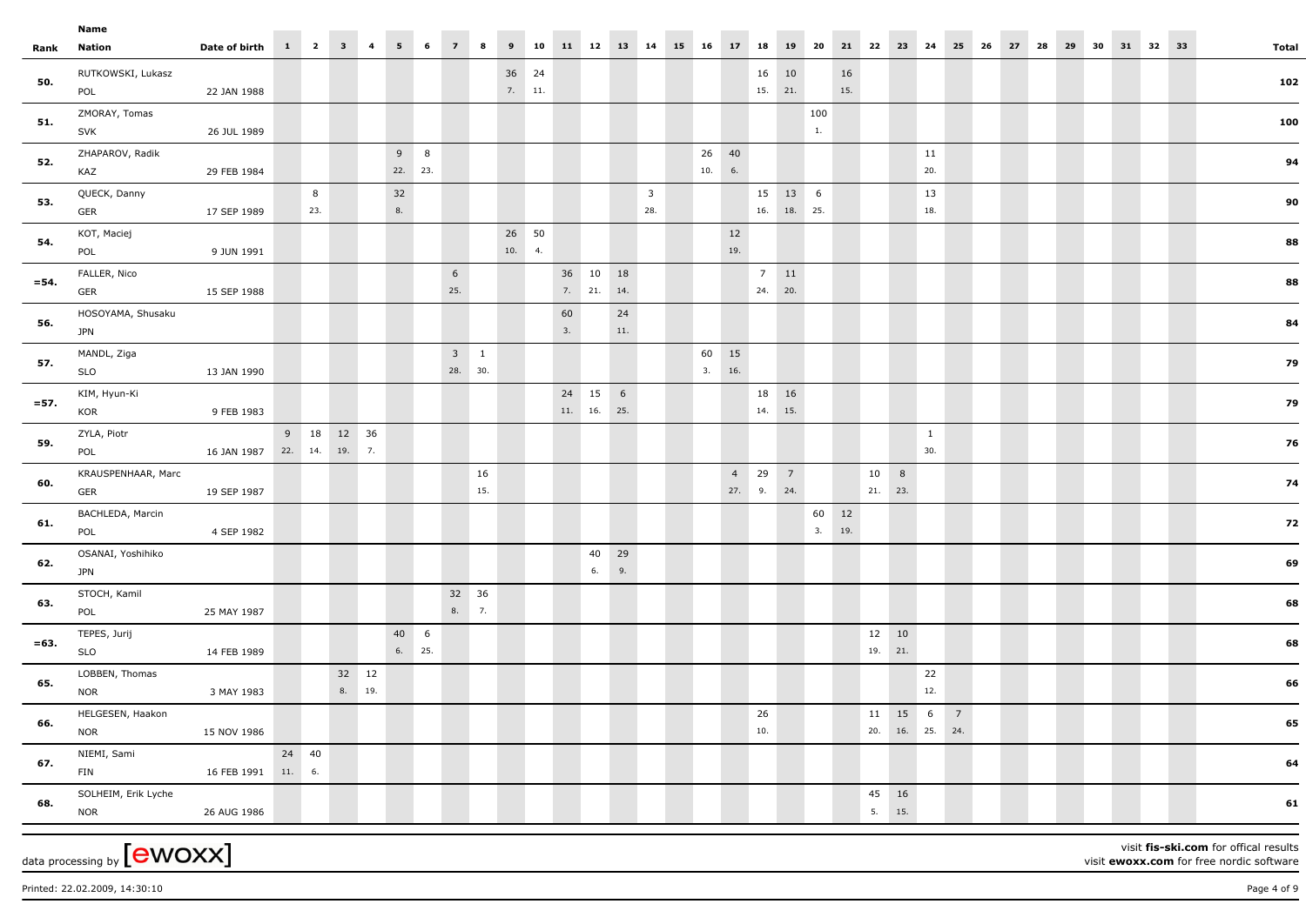| Rank | Name / Nation | Date of birth | 1 | 2 | 3 | 4 | 5 | 6 | 7 | 8 | 9 | 10 | 11 | 12 | 13 | 14 | 15 | 16 | 17 | 18 | 19 | 20 | 21 | 22 | 23 | 24 | 25 | 26 | 27 | 28 | 29 | 30 | 31 | 32 | 33 | Total |
|---|---|---|---|---|---|---|---|---|---|---|---|---|---|---|---|---|---|---|---|---|---|---|---|---|---|---|---|---|---|---|---|---|---|---|---|---|
| 50. | RUTKOWSKI, Lukasz POL | 22 JAN 1988 | | | | | | | | | 36 (7.) | 24 (11.) | | | | | | | | 16 (15.) | 10 (21.) | | 16 (15.) | | | | | | | | | | | | | 102 |
| 51. | ZMORAY, Tomas SVK | 26 JUL 1989 | | | | | | | | | | | | | | | | | | | | 100 (1.) | | | | | | | | | | | | | | 100 |
| 52. | ZHAPAROV, Radik KAZ | 29 FEB 1984 | | | | | 9 (22.) | 8 (23.) | | | | | | | | | | 26 (10.) | 40 (6.) | | | | | | | 11 (20.) | | | | | | | | | | 94 |
| 53. | QUECK, Danny GER | 17 SEP 1989 | | 8 (23.) | | | 32 (8.) | | | | | | | | | 3 (28.) | | | | 15 (16.) | 13 (18.) | 6 (25.) | | | | 13 (18.) | | | | | | | | | | 90 |
| 54. | KOT, Maciej POL | 9 JUN 1991 | | | | | | | | | 26 (10.) | 50 (4.) | | | | | | | 12 (19.) | | | | | | | | | | | | | | | | | 88 |
| =54. | FALLER, Nico GER | 15 SEP 1988 | | | | | | | 6 (25.) | | | | 36 (7.) | 10 (21.) | 18 (14.) | | | | | 7 (24.) | 11 (20.) | | | | | | | | | | | | | | | 88 |
| 56. | HOSOYAMA, Shusaku JPN | | | | | | | | | | | | 60 (3.) | | 24 (11.) | | | | | | | | | | | | | | | | | | | | | 84 |
| 57. | MANDL, Ziga SLO | 13 JAN 1990 | | | | | | | 3 (28.) | 1 (30.) | | | | | | | | 60 (3.) | 15 (16.) | | | | | | | | | | | | | | | | | 79 |
| =57. | KIM, Hyun-Ki KOR | 9 FEB 1983 | | | | | | | | | | | 24 (11.) | 15 (16.) | 6 (25.) | | | | | 18 (14.) | 16 (15.) | | | | | | | | | | | | | | | 79 |
| 59. | ZYLA, Piotr POL | 16 JAN 1987 | 9 (22.) | 18 (14.) | 12 (19.) | 36 (7.) | | | | | | | | | | | | | | | | | | | | 1 (30.) | | | | | | | | | | 76 |
| 60. | KRAUSPENHAAR, Marc GER | 19 SEP 1987 | | | | | | | | 16 (15.) | | | | | | | | | 4 (27.) | 29 (9.) | 7 (24.) | | | 10 (21.) | 8 (23.) | | | | | | | | | | | 74 |
| 61. | BACHLEDA, Marcin POL | 4 SEP 1982 | | | | | | | | | | | | | | | | | | | | 60 (3.) | 12 (19.) | | | | | | | | | | | | | 72 |
| 62. | OSANAI, Yoshihiko JPN | | | | | | | | | | | | | 40 (6.) | 29 (9.) | | | | | | | | | | | | | | | | | | | | | 69 |
| 63. | STOCH, Kamil POL | 25 MAY 1987 | | | | | | | 32 (8.) | 36 (7.) | | | | | | | | | | | | | | | | | | | | | | | | | | 68 |
| =63. | TEPES, Jurij SLO | 14 FEB 1989 | | | | | 40 (6.) | 6 (25.) | | | | | | | | | | | | | | | | 12 (19.) | 10 (21.) | | | | | | | | | | | 68 |
| 65. | LOBBEN, Thomas NOR | 3 MAY 1983 | | | 32 (8.) | 12 (19.) | | | | | | | | | | | | | | | | | | | | 22 (12.) | | | | | | | | | | 66 |
| 66. | HELGESEN, Haakon NOR | 15 NOV 1986 | | | | | | | | | | | | | | | | | | 26 (10.) | | | | 11 (20.) | 15 (16.) | 6 (25.) | 7 (24.) | | | | | | | | | 65 |
| 67. | NIEMI, Sami FIN | 16 FEB 1991 | 24 (11.) | 40 (6.) | | | | | | | | | | | | | | | | | | | | | | | | | | | | | | | | 64 |
| 68. | SOLHEIM, Erik Lyche NOR | 26 AUG 1986 | | | | | | | | | | | | | | | | | | | | | | 45 (5.) | 16 (15.) | | | | | | | | | | | 61 |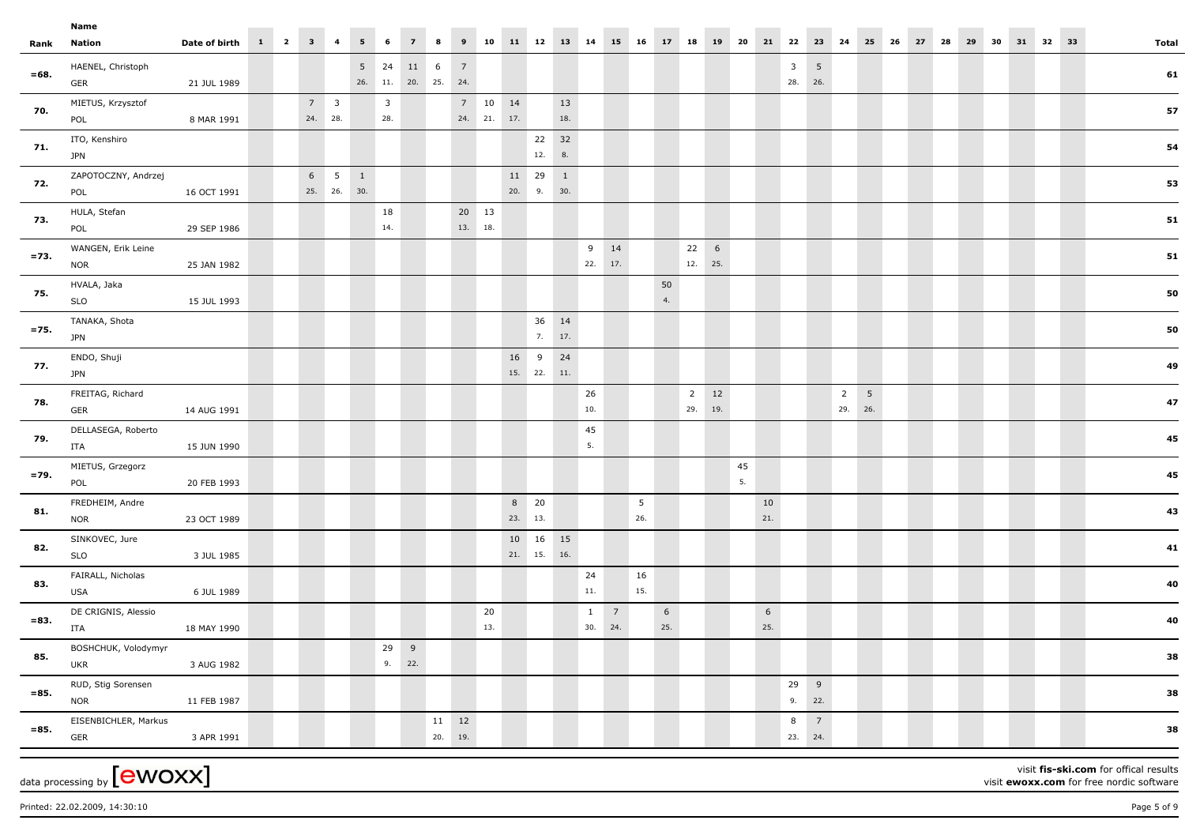| Rank | Name | Nation | Date of birth | 1 | 2 | 3 | 4 | 5 | 6 | 7 | 8 | 9 | 10 | 11 | 12 | 13 | 14 | 15 | 16 | 17 | 18 | 19 | 20 | 21 | 22 | 23 | 24 | 25 | 26 | 27 | 28 | 29 | 30 | 31 | 32 | 33 | Total |
|---|---|---|---|---|---|---|---|---|---|---|---|---|---|---|---|---|---|---|---|---|---|---|---|---|---|---|---|---|---|---|---|---|---|---|---|---|---|
| =68. | HAENEL, Christoph | GER | 21 JUL 1989 | | | | | 5 / 26. | 24 / 11. | 11 / 20. | 6 / 25. | 7 / 24. | | | | | | | | | | | | | 3 / 28. | 5 / 26. | | | | | | | | | | | 61 |
| 70. | MIETUS, Krzysztof | POL | 8 MAR 1991 | | | 7 / 24. | 3 / 28. | | 3 / 28. | | | 7 / 24. | 10 / 21. | 14 / 17. | | 13 / 18. | | | | | | | | | | | | | | | | | | | | | 57 |
| 71. | ITO, Kenshiro | JPN | | | | | | | | | | | | | 22 / 12. | 32 / 8. | | | | | | | | | | | | | | | | | | | | | 54 |
| 72. | ZAPOTOCZNY, Andrzej | POL | 16 OCT 1991 | | | 6 / 25. | 5 / 26. | 1 / 30. | | | | | | 11 / 20. | 29 / 9. | 1 / 30. | | | | | | | | | | | | | | | | | | | | | 53 |
| 73. | HULA, Stefan | POL | 29 SEP 1986 | | | | | | 18 / 14. | | | 20 / 13. | 13 / 18. | | | | | | | | | | | | | | | | | | | | | | | | 51 |
| =73. | WANGEN, Erik Leine | NOR | 25 JAN 1982 | | | | | | | | | | | | | | 9 / 22. | 14 / 17. | | | 22 / 12. | 6 / 25. | | | | | | | | | | | | | | | 51 |
| 75. | HVALA, Jaka | SLO | 15 JUL 1993 | | | | | | | | | | | | | | | | | 50 / 4. | | | | | | | | | | | | | | | | | 50 |
| =75. | TANAKA, Shota | JPN | | | | | | | | | | | | | 36 / 7. | 14 / 17. | | | | | | | | | | | | | | | | | | | | | 50 |
| 77. | ENDO, Shuji | JPN | | | | | | | | | | | | 16 / 15. | 9 / 22. | 24 / 11. | | | | | | | | | | | | | | | | | | | | | 49 |
| 78. | FREITAG, Richard | GER | 14 AUG 1991 | | | | | | | | | | | | | | 26 / 10. | | | | 2 / 29. | 12 / 19. | | | | | 2 / 29. | 5 / 26. | | | | | | | | | 47 |
| 79. | DELLASEGA, Roberto | ITA | 15 JUN 1990 | | | | | | | | | | | | | | 45 / 5. | | | | | | | | | | | | | | | | | | | | 45 |
| =79. | MIETUS, Grzegorz | POL | 20 FEB 1993 | | | | | | | | | | | | | | | | | | | | 45 / 5. | | | | | | | | | | | | | | 45 |
| 81. | FREDHEIM, Andre | NOR | 23 OCT 1989 | | | | | | | | | | | 8 / 23. | 20 / 13. | | | | 5 / 26. | | | | | 10 / 21. | | | | | | | | | | | | | 43 |
| 82. | SINKOVEC, Jure | SLO | 3 JUL 1985 | | | | | | | | | | | 10 / 21. | 16 / 15. | 15 / 16. | | | | | | | | | | | | | | | | | | | | | 41 |
| 83. | FAIRALL, Nicholas | USA | 6 JUL 1989 | | | | | | | | | | | | | | 24 / 11. | | 16 / 15. | | | | | | | | | | | | | | | | | | 40 |
| =83. | DE CRIGNIS, Alessio | ITA | 18 MAY 1990 | | | | | | | | | | 20 / 13. | | | | 1 / 30. | 7 / 24. | | 6 / 25. | | | | 6 / 25. | | | | | | | | | | | | | 40 |
| 85. | BOSHCHUK, Volodymyr | UKR | 3 AUG 1982 | | | | | | 29 / 9. | 9 / 22. | | | | | | | | | | | | | | | | | | | | | | | | | | | 38 |
| =85. | RUD, Stig Sorensen | NOR | 11 FEB 1987 | | | | | | | | | | | | | | | | | | | | | | 29 / 9. | 9 / 22. | | | | | | | | | | | 38 |
| =85. | EISENBICHLER, Markus | GER | 3 APR 1991 | | | | | | | | 11 / 20. | 12 / 19. | | | | | | | | | | | | | 8 / 23. | 7 / 24. | | | | | | | | | | | 38 |

data processing by [ewoxx]

visit **fis-ski.com** for offical results
visit **ewoxx.com** for free nordic software

Printed: 22.02.2009, 14:30:10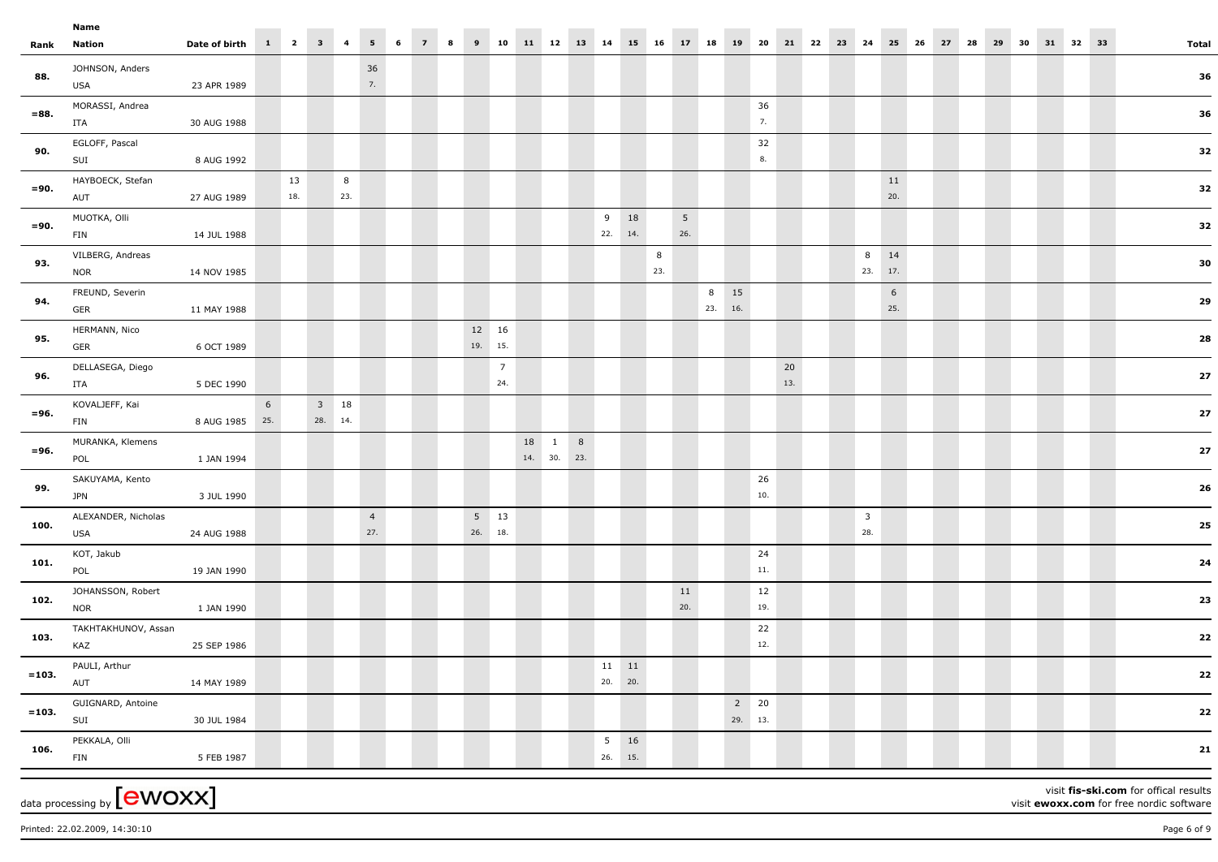| Rank | Name | Nation | Date of birth | 1 | 2 | 3 | 4 | 5 | 6 | 7 | 8 | 9 | 10 | 11 | 12 | 13 | 14 | 15 | 16 | 17 | 18 | 19 | 20 | 21 | 22 | 23 | 24 | 25 | 26 | 27 | 28 | 29 | 30 | 31 | 32 | 33 | Total |
|---|---|---|---|---|---|---|---|---|---|---|---|---|---|---|---|---|---|---|---|---|---|---|---|---|---|---|---|---|---|---|---|---|---|---|---|---|---|
| 88. | JOHNSON, Anders | USA | 23 APR 1989 | | | | | 36 7. | | | | | | | | | | | | | | | | | | | | | | | | | | | | | 36 |
| =88. | MORASSI, Andrea | ITA | 30 AUG 1988 | | | | | | | | | | | | | | | | | | | | 36 7. | | | | | | | | | | | | | | 36 |
| 90. | EGLOFF, Pascal | SUI | 8 AUG 1992 | | | | | | | | | | | | | | | | | | | | 32 8. | | | | | | | | | | | | | | 32 |
| =90. | HAYBOECK, Stefan | AUT | 27 AUG 1989 | | 13 18. | | 8 23. | | | | | | | | | | | | | | | | | | | | | 11 20. | | | | | | | | | 32 |
| =90. | MUOTKA, Olli | FIN | 14 JUL 1988 | | | | | | | | | | | | | | 9 22. | 18 14. | | 5 26. | | | | | | | | | | | | | | | | | 32 |
| 93. | VILBERG, Andreas | NOR | 14 NOV 1985 | | | | | | | | | | | | | | | | 8 23. | | | | | | | | 8 23. | 14 17. | | | | | | | | | 30 |
| 94. | FREUND, Severin | GER | 11 MAY 1988 | | | | | | | | | | | | | | | | | | 8 23. | 15 16. | | | | | | 6 25. | | | | | | | | | 29 |
| 95. | HERMANN, Nico | GER | 6 OCT 1989 | | | | | | | | | 12 19. | 16 15. | | | | | | | | | | | | | | | | | | | | | | | | 28 |
| 96. | DELLASEGA, Diego | ITA | 5 DEC 1990 | | | | | | | | | | 7 24. | | | | | | | | | | | 20 13. | | | | | | | | | | | | | 27 |
| =96. | KOVALJEFF, Kai | FIN | 8 AUG 1985 | 6 25. | | 3 28. | 18 14. | | | | | | | | | | | | | | | | | | | | | | | | | | | | | | 27 |
| =96. | MURANKA, Klemens | POL | 1 JAN 1994 | | | | | | | | | | | 18 14. | 1 30. | 8 23. | | | | | | | | | | | | | | | | | | | | | 27 |
| 99. | SAKUYAMA, Kento | JPN | 3 JUL 1990 | | | | | | | | | | | | | | | | | | | | 26 10. | | | | | | | | | | | | | | 26 |
| 100. | ALEXANDER, Nicholas | USA | 24 AUG 1988 | | | | | 4 27. | | | | 5 26. | 13 18. | | | | | | | | | | | | | | 3 28. | | | | | | | | | | 25 |
| 101. | KOT, Jakub | POL | 19 JAN 1990 | | | | | | | | | | | | | | | | | | | | 24 11. | | | | | | | | | | | | | | 24 |
| 102. | JOHANSSON, Robert | NOR | 1 JAN 1990 | | | | | | | | | | | | | | | | | 11 20. | | | 12 19. | | | | | | | | | | | | | | 23 |
| 103. | TAKHTAKHUNOV, Assan | KAZ | 25 SEP 1986 | | | | | | | | | | | | | | | | | | | | 22 12. | | | | | | | | | | | | | | 22 |
| =103. | PAULI, Arthur | AUT | 14 MAY 1989 | | | | | | | | | | | | | | 11 20. | 11 20. | | | | | | | | | | | | | | | | | | | 22 |
| =103. | GUIGNARD, Antoine | SUI | 30 JUL 1984 | | | | | | | | | | | | | | | | | | | 2 29. | 20 13. | | | | | | | | | | | | | | 22 |
| 106. | PEKKALA, Olli | FIN | 5 FEB 1987 | | | | | | | | | | | | | | 5 26. | 16 15. | | | | | | | | | | | | | | | | | | | 21 |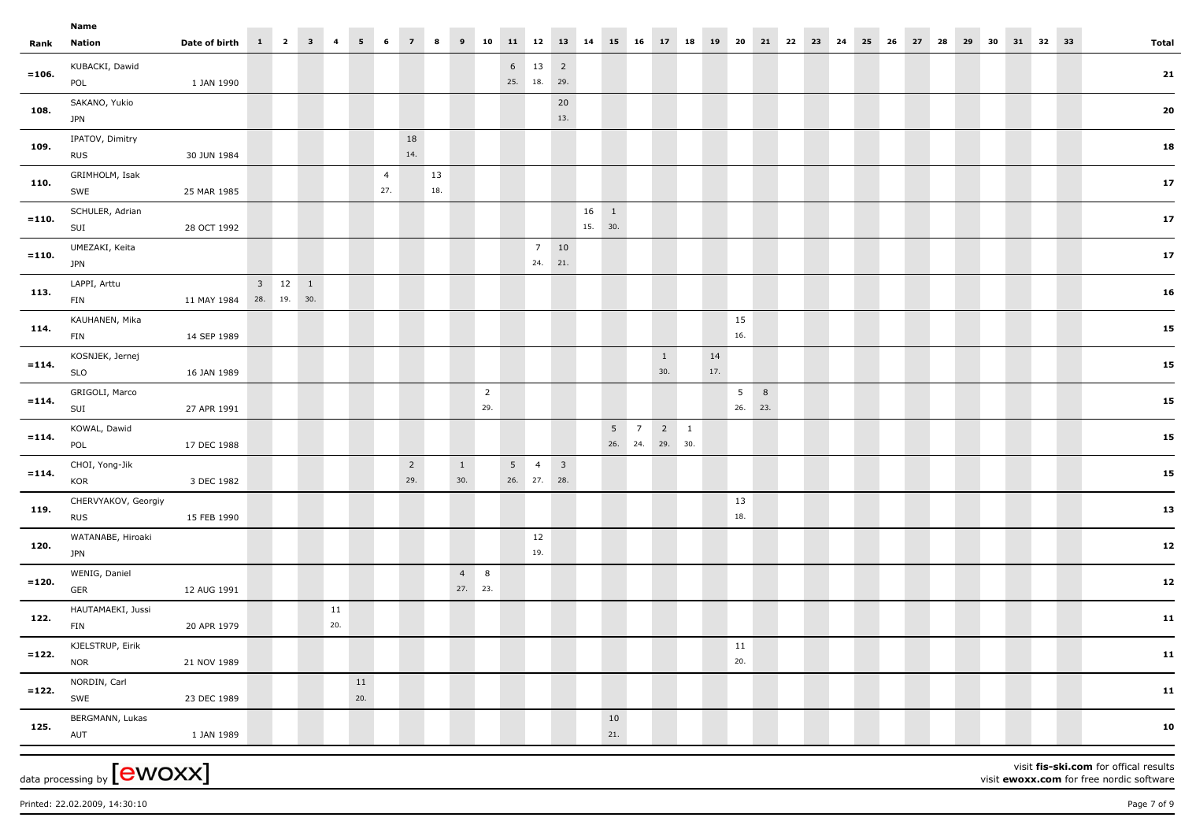| Rank | Name / Nation | Date of birth | 1 | 2 | 3 | 4 | 5 | 6 | 7 | 8 | 9 | 10 | 11 | 12 | 13 | 14 | 15 | 16 | 17 | 18 | 19 | 20 | 21 | 22 | 23 | 24 | 25 | 26 | 27 | 28 | 29 | 30 | 31 | 32 | 33 | Total |
|---|---|---|---|---|---|---|---|---|---|---|---|---|---|---|---|---|---|---|---|---|---|---|---|---|---|---|---|---|---|---|---|---|---|---|---|---|
| =106. | KUBACKI, Dawid POL | 1 JAN 1990 | | | | | | | | | | | 6 25. | 13 18. | 2 29. | | | | | | | | | | | | | | | | | | | | | **21** |
| 108. | SAKANO, Yukio JPN | | | | | | | | | | | | | | 20 13. | | | | | | | | | | | | | | | | | | | | | **20** |
| 109. | IPATOV, Dimitry RUS | 30 JUN 1984 | | | | | | | 18 14. | | | | | | | | | | | | | | | | | | | | | | | | | | | **18** |
| 110. | GRIMHOLM, Isak SWE | 25 MAR 1985 | | | | | | 4 27. | | 13 18. | | | | | | | | | | | | | | | | | | | | | | | | | | **17** |
| =110. | SCHULER, Adrian SUI | 28 OCT 1992 | | | | | | | | | | | | | | 16 15. | 1 30. | | | | | | | | | | | | | | | | | | | **17** |
| =110. | UMEZAKI, Keita JPN | | | | | | | | | | | | | 7 24. | 10 21. | | | | | | | | | | | | | | | | | | | | | **17** |
| 113. | LAPPI, Arttu FIN | 11 MAY 1984 | 3 28. | 12 19. | 1 30. | | | | | | | | | | | | | | | | | | | | | | | | | | | | | | | **16** |
| 114. | KAUHANEN, Mika FIN | 14 SEP 1989 | | | | | | | | | | | | | | | | | | | | 15 16. | | | | | | | | | | | | | | **15** |
| =114. | KOSNJEK, Jernej SLO | 16 JAN 1989 | | | | | | | | | | | | | | | | | 1 30. | | 14 17. | | | | | | | | | | | | | | | **15** |
| =114. | GRIGOLI, Marco SUI | 27 APR 1991 | | | | | | | | | | 2 29. | | | | | | | | | | 5 26. | 8 23. | | | | | | | | | | | | | **15** |
| =114. | KOWAL, Dawid POL | 17 DEC 1988 | | | | | | | | | | | | | | | 5 26. | 7 24. | 2 29. | 1 30. | | | | | | | | | | | | | | | | **15** |
| =114. | CHOI, Yong-Jik KOR | 3 DEC 1982 | | | | | | | 2 29. | | 1 30. | | 5 26. | 4 27. | 3 28. | | | | | | | | | | | | | | | | | | | | | **15** |
| 119. | CHERVYAKOV, Georgiy RUS | 15 FEB 1990 | | | | | | | | | | | | | | | | | | | | 13 18. | | | | | | | | | | | | | | **13** |
| 120. | WATANABE, Hiroaki JPN | | | | | | | | | | | | | 12 19. | | | | | | | | | | | | | | | | | | | | | | **12** |
| =120. | WENIG, Daniel GER | 12 AUG 1991 | | | | | | | | | 4 27. | 8 23. | | | | | | | | | | | | | | | | | | | | | | | | **12** |
| 122. | HAUTAMAEKI, Jussi FIN | 20 APR 1979 | | | | 11 20. | | | | | | | | | | | | | | | | | | | | | | | | | | | | | | **11** |
| =122. | KJELSTRUP, Eirik NOR | 21 NOV 1989 | | | | | | | | | | | | | | | | | | | | 11 20. | | | | | | | | | | | | | | **11** |
| =122. | NORDIN, Carl SWE | 23 DEC 1989 | | | | | 11 20. | | | | | | | | | | | | | | | | | | | | | | | | | | | | | **11** |
| 125. | BERGMANN, Lukas AUT | 1 JAN 1989 | | | | | | | | | | | | | | | 10 21. | | | | | | | | | | | | | | | | | | | **10** |

data processing by [ewoxx]

visit **fis-ski.com** for offical results
visit **ewoxx.com** for free nordic software

Printed: 22.02.2009, 14:30:10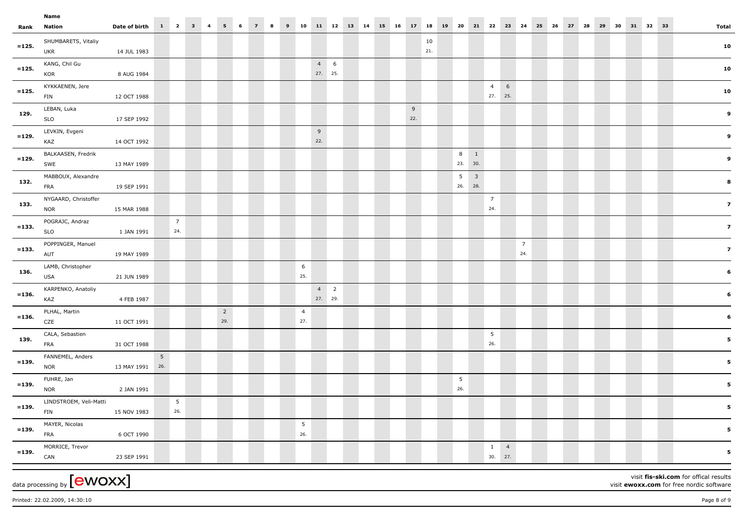| Rank | Name<br>Nation | Date of birth | 1 | 2 | 3 | 4 | 5 | 6 | 7 | 8 | 9 | 10 | 11 | 12 | 13 | 14 | 15 | 16 | 17 | 18 | 19 | 20 | 21 | 22 | 23 | 24 | 25 | 26 | 27 | 28 | 29 | 30 | 31 | 32 | 33 | Total |
|---|---|---|---|---|---|---|---|---|---|---|---|---|---|---|---|---|---|---|---|---|---|---|---|---|---|---|---|---|---|---|---|---|---|---|---|---|
| =125. | SHUMBARETS, Vitaliy<br>UKR | 14 JUL 1983 | | | | | | | | | | | | | | | | | | 10<br>21. | | | | | | | | | | | | | | | | 10 |
| =125. | KANG, Chil Gu<br>KOR | 8 AUG 1984 | | | | | | | | | | | 4<br>27. | 6<br>25. | | | | | | | | | | | | | | | | | | | | | | 10 |
| =125. | KYKKAENEN, Jere<br>FIN | 12 OCT 1988 | | | | | | | | | | | | | | | | | | | | | | 4<br>27. | 6<br>25. | | | | | | | | | | | 10 |
| 129. | LEBAN, Luka<br>SLO | 17 SEP 1992 | | | | | | | | | | | | | | | | | 9<br>22. | | | | | | | | | | | | | | | | | 9 |
| =129. | LEVKIN, Evgeni<br>KAZ | 14 OCT 1992 | | | | | | | | | | | 9<br>22. | | | | | | | | | | | | | | | | | | | | | | | 9 |
| =129. | BALKAASEN, Fredrik<br>SWE | 13 MAY 1989 | | | | | | | | | | | | | | | | | | | | 8<br>23. | 1<br>30. | | | | | | | | | | | | | 9 |
| 132. | MABBOUX, Alexandre<br>FRA | 19 SEP 1991 | | | | | | | | | | | | | | | | | | | | 5<br>26. | 3<br>28. | | | | | | | | | | | | | 8 |
| 133. | NYGAARD, Christoffer<br>NOR | 15 MAR 1988 | | | | | | | | | | | | | | | | | | | | | | 7<br>24. | | | | | | | | | | | | 7 |
| =133. | POGRAJC, Andraz<br>SLO | 1 JAN 1991 | | 7<br>24. | | | | | | | | | | | | | | | | | | | | | | | | | | | | | | | | 7 |
| =133. | POPPINGER, Manuel<br>AUT | 19 MAY 1989 | | | | | | | | | | | | | | | | | | | | | | | | 7<br>24. | | | | | | | | | | 7 |
| 136. | LAMB, Christopher<br>USA | 21 JUN 1989 | | | | | | | | | | 6<br>25. | | | | | | | | | | | | | | | | | | | | | | | | 6 |
| =136. | KARPENKO, Anatoliy<br>KAZ | 4 FEB 1987 | | | | | | | | | | | 4<br>27. | 2<br>29. | | | | | | | | | | | | | | | | | | | | | | 6 |
| =136. | PLHAL, Martin<br>CZE | 11 OCT 1991 | | | | | 2<br>29. | | | | | 4<br>27. | | | | | | | | | | | | | | | | | | | | | | | | 6 |
| 139. | CALA, Sebastien<br>FRA | 31 OCT 1988 | | | | | | | | | | | | | | | | | | | | | | 5<br>26. | | | | | | | | | | | | 5 |
| =139. | FANNEMEL, Anders<br>NOR | 13 MAY 1991 | 5<br>26. | | | | | | | | | | | | | | | | | | | | | | | | | | | | | | | | | 5 |
| =139. | FUHRE, Jan<br>NOR | 2 JAN 1991 | | | | | | | | | | | | | | | | | | | | 5<br>26. | | | | | | | | | | | | | | 5 |
| =139. | LINDSTROEM, Veli-Matti<br>FIN | 15 NOV 1983 | | 5<br>26. | | | | | | | | | | | | | | | | | | | | | | | | | | | | | | | | 5 |
| =139. | MAYER, Nicolas<br>FRA | 6 OCT 1990 | | | | | | | | | | 5<br>26. | | | | | | | | | | | | | | | | | | | | | | | | 5 |
| =139. | MORRICE, Trevor<br>CAN | 23 SEP 1991 | | | | | | | | | | | | | | | | | | | | | | 1<br>30. | 4<br>27. | | | | | | | | | | | 5 |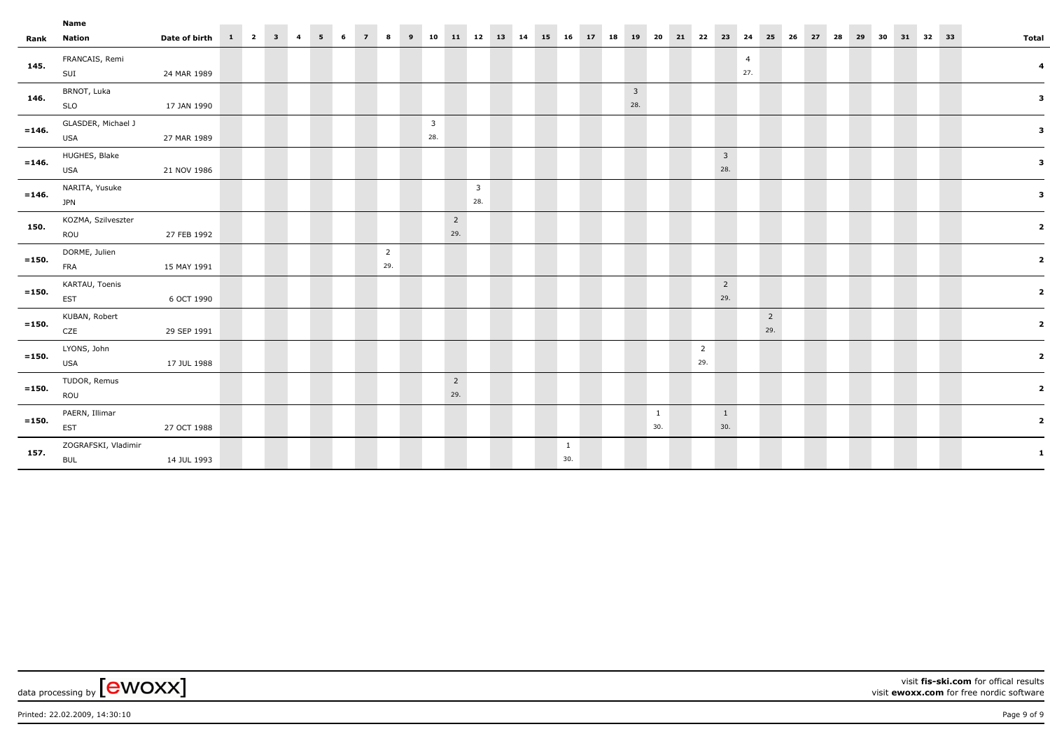| Rank | Name / Nation | Date of birth | 1 | 2 | 3 | 4 | 5 | 6 | 7 | 8 | 9 | 10 | 11 | 12 | 13 | 14 | 15 | 16 | 17 | 18 | 19 | 20 | 21 | 22 | 23 | 24 | 25 | 26 | 27 | 28 | 29 | 30 | 31 | 32 | 33 | Total |
|---|---|---|---|---|---|---|---|---|---|---|---|---|---|---|---|---|---|---|---|---|---|---|---|---|---|---|---|---|---|---|---|---|---|---|---|---|
| 145. | FRANCAIS, Remi SUI | 24 MAR 1989 | | | | | | | | | | | | | | | | | | | | | | | | 4 27. | | | | | | | | | | 4 |
| 146. | BRNOT, Luka SLO | 17 JAN 1990 | | | | | | | | | | | | | | | | | | | 3 28. | | | | | | | | | | | | | | | 3 |
| =146. | GLASDER, Michael J USA | 27 MAR 1989 | | | | | | | | | | 3 28. | | | | | | | | | | | | | | | | | | | | | | | | 3 |
| =146. | HUGHES, Blake USA | 21 NOV 1986 | | | | | | | | | | | | | | | | | | | | | | | 3 28. | | | | | | | | | | | 3 |
| =146. | NARITA, Yusuke JPN | | | | | | | | | | | | | 3 28. | | | | | | | | | | | | | | | | | | | | | | 3 |
| 150. | KOZMA, Szilveszter ROU | 27 FEB 1992 | | | | | | | | | | | 2 29. | | | | | | | | | | | | | | | | | | | | | | | 2 |
| =150. | DORME, Julien FRA | 15 MAY 1991 | | | | | | | | 2 29. | | | | | | | | | | | | | | | | | | | | | | | | | | 2 |
| =150. | KARTAU, Toenis EST | 6 OCT 1990 | | | | | | | | | | | | | | | | | | | | | | | 2 29. | | | | | | | | | | | 2 |
| =150. | KUBAN, Robert CZE | 29 SEP 1991 | | | | | | | | | | | | | | | | | | | | | | | | | 2 29. | | | | | | | | | 2 |
| =150. | LYONS, John USA | 17 JUL 1988 | | | | | | | | | | | | | | | | | | | | | | 2 29. | | | | | | | | | | | | 2 |
| =150. | TUDOR, Remus ROU | | | | | | | | | | | | 2 29. | | | | | | | | | | | | | | | | | | | | | | | 2 |
| =150. | PAERN, Illimar EST | 27 OCT 1988 | | | | | | | | | | | | | | | | | | | | 1 30. | | | 1 30. | | | | | | | | | | | 2 |
| 157. | ZOGRAFSKI, Vladimir BUL | 14 JUL 1993 | | | | | | | | | | | | | | | | 1 30. | | | | | | | | | | | | | | | | | | 1 |

data processing by [ewoxx]

visit **fis-ski.com** for offical results
visit **ewoxx.com** for free nordic software

Printed: 22.02.2009, 14:30:10